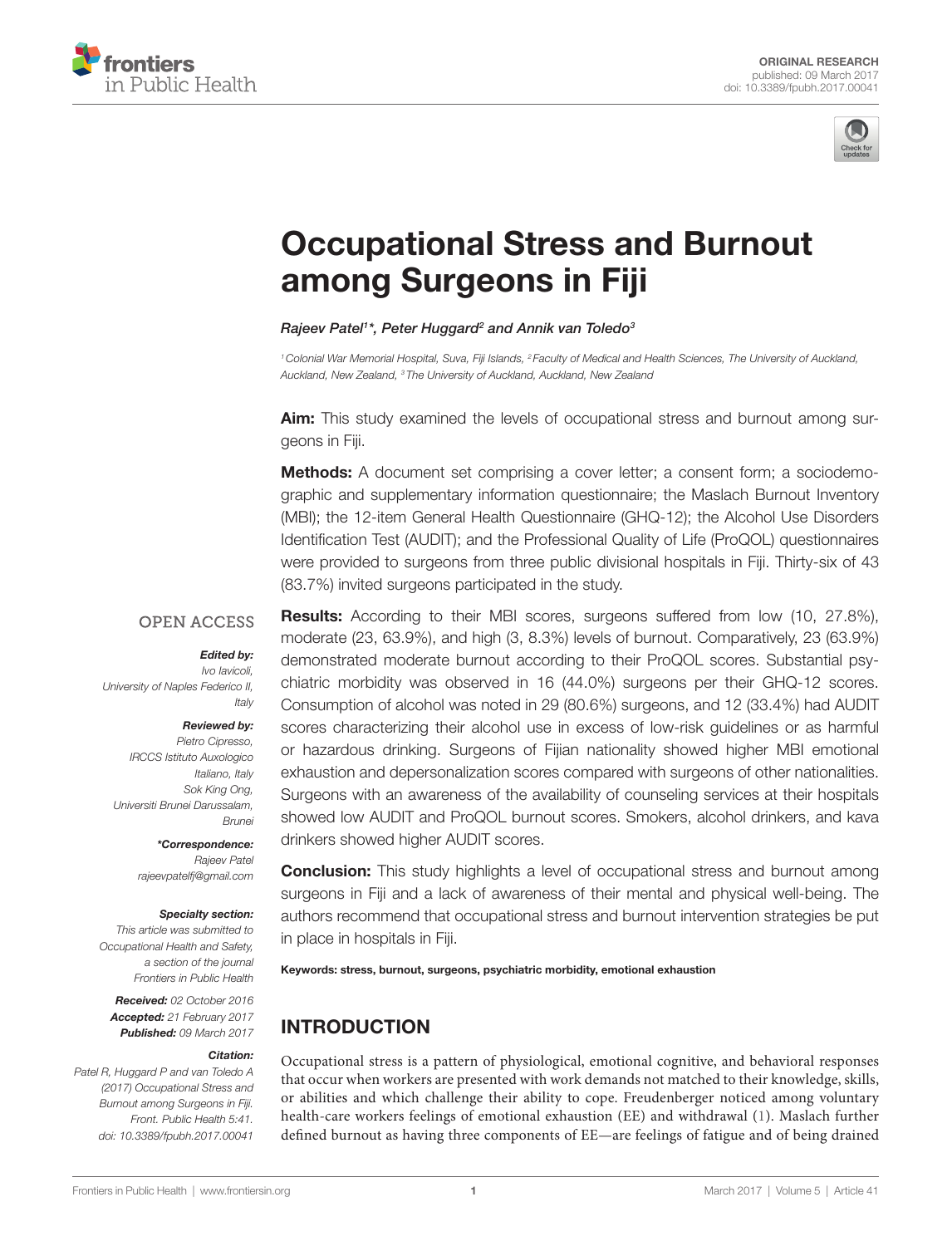ORIGINAL RESEARCH
published: 09 March 2017
doi: 10.3389/fpubh.2017.00041

# Occupational Stress and Burnout among Surgeons in Fiji

*Rajeev Patel[1]\*, Peter Huggard[2] and Annik van Toledo[3]*

[1] Colonial War Memorial Hospital, Suva, Fiji Islands, [2] Faculty of Medical and Health Sciences, The University of Auckland, Auckland, New Zealand, [3] The University of Auckland, Auckland, New Zealand

**Aim:** This study examined the levels of occupational stress and burnout among surgeons in Fiji.

**Methods:** A document set comprising a cover letter; a consent form; a sociodemographic and supplementary information questionnaire; the Maslach Burnout Inventory (MBI); the 12-item General Health Questionnaire (GHQ-12); the Alcohol Use Disorders Identification Test (AUDIT); and the Professional Quality of Life (ProQOL) questionnaires were provided to surgeons from three public divisional hospitals in Fiji. Thirty-six of 43 (83.7%) invited surgeons participated in the study.

**Results:** According to their MBI scores, surgeons suffered from low (10, 27.8%), moderate (23, 63.9%), and high (3, 8.3%) levels of burnout. Comparatively, 23 (63.9%) demonstrated moderate burnout according to their ProQOL scores. Substantial psychiatric morbidity was observed in 16 (44.0%) surgeons per their GHQ-12 scores. Consumption of alcohol was noted in 29 (80.6%) surgeons, and 12 (33.4%) had AUDIT scores characterizing their alcohol use in excess of low-risk guidelines or as harmful or hazardous drinking. Surgeons of Fijian nationality showed higher MBI emotional exhaustion and depersonalization scores compared with surgeons of other nationalities. Surgeons with an awareness of the availability of counseling services at their hospitals showed low AUDIT and ProQOL burnout scores. Smokers, alcohol drinkers, and kava drinkers showed higher AUDIT scores.

**Conclusion:** This study highlights a level of occupational stress and burnout among surgeons in Fiji and a lack of awareness of their mental and physical well-being. The authors recommend that occupational stress and burnout intervention strategies be put in place in hospitals in Fiji.

**Keywords: stress, burnout, surgeons, psychiatric morbidity, emotional exhaustion**

OPEN ACCESS

***Edited by:***
*Ivo Iavicoli, University of Naples Federico II, Italy*

***Reviewed by:***
*Pietro Cipresso, IRCCS Istituto Auxologico Italiano, Italy*
*Sok King Ong, Universiti Brunei Darussalam, Brunei*

***\*Correspondence:***
*Rajeev Patel*
*rajeevpatelfj@gmail.com*

***Specialty section:***
*This article was submitted to Occupational Health and Safety, a section of the journal Frontiers in Public Health*

***Received:*** *02 October 2016*
***Accepted:*** *21 February 2017*
***Published:*** *09 March 2017*

***Citation:***
*Patel R, Huggard P and van Toledo A (2017) Occupational Stress and Burnout among Surgeons in Fiji. Front. Public Health 5:41. doi: 10.3389/fpubh.2017.00041*

## INTRODUCTION

Occupational stress is a pattern of physiological, emotional cognitive, and behavioral responses that occur when workers are presented with work demands not matched to their knowledge, skills, or abilities and which challenge their ability to cope. Freudenberger noticed among voluntary health-care workers feelings of emotional exhaustion (EE) and withdrawal (1). Maslach further defined burnout as having three components of EE—are feelings of fatigue and of being drained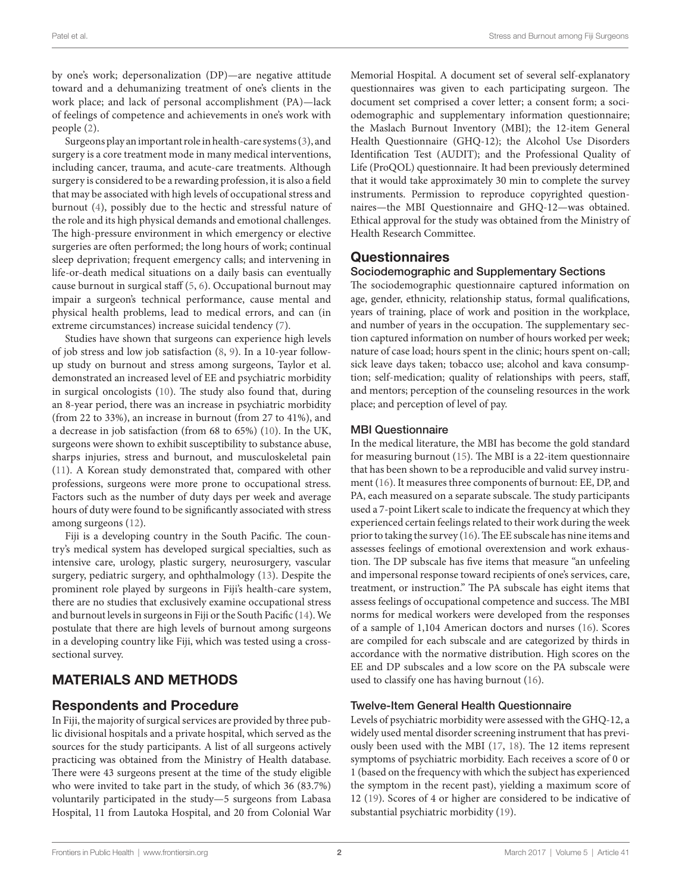by one's work; depersonalization (DP)—are negative attitude toward and a dehumanizing treatment of one's clients in the work place; and lack of personal accomplishment (PA)—lack of feelings of competence and achievements in one's work with people (2).

Surgeons play an important role in health-care systems (3), and surgery is a core treatment mode in many medical interventions, including cancer, trauma, and acute-care treatments. Although surgery is considered to be a rewarding profession, it is also a field that may be associated with high levels of occupational stress and burnout (4), possibly due to the hectic and stressful nature of the role and its high physical demands and emotional challenges. The high-pressure environment in which emergency or elective surgeries are often performed; the long hours of work; continual sleep deprivation; frequent emergency calls; and intervening in life-or-death medical situations on a daily basis can eventually cause burnout in surgical staff (5, 6). Occupational burnout may impair a surgeon's technical performance, cause mental and physical health problems, lead to medical errors, and can (in extreme circumstances) increase suicidal tendency (7).

Studies have shown that surgeons can experience high levels of job stress and low job satisfaction (8, 9). In a 10-year follow-up study on burnout and stress among surgeons, Taylor et al. demonstrated an increased level of EE and psychiatric morbidity in surgical oncologists (10). The study also found that, during an 8-year period, there was an increase in psychiatric morbidity (from 22 to 33%), an increase in burnout (from 27 to 41%), and a decrease in job satisfaction (from 68 to 65%) (10). In the UK, surgeons were shown to exhibit susceptibility to substance abuse, sharps injuries, stress and burnout, and musculoskeletal pain (11). A Korean study demonstrated that, compared with other professions, surgeons were more prone to occupational stress. Factors such as the number of duty days per week and average hours of duty were found to be significantly associated with stress among surgeons (12).

Fiji is a developing country in the South Pacific. The country's medical system has developed surgical specialties, such as intensive care, urology, plastic surgery, neurosurgery, vascular surgery, pediatric surgery, and ophthalmology (13). Despite the prominent role played by surgeons in Fiji's health-care system, there are no studies that exclusively examine occupational stress and burnout levels in surgeons in Fiji or the South Pacific (14). We postulate that there are high levels of burnout among surgeons in a developing country like Fiji, which was tested using a cross-sectional survey.

## MATERIALS AND METHODS

### Respondents and Procedure

In Fiji, the majority of surgical services are provided by three public divisional hospitals and a private hospital, which served as the sources for the study participants. A list of all surgeons actively practicing was obtained from the Ministry of Health database. There were 43 surgeons present at the time of the study eligible who were invited to take part in the study, of which 36 (83.7%) voluntarily participated in the study—5 surgeons from Labasa Hospital, 11 from Lautoka Hospital, and 20 from Colonial War Memorial Hospital. A document set of several self-explanatory questionnaires was given to each participating surgeon. The document set comprised a cover letter; a consent form; a sociodemographic and supplementary information questionnaire; the Maslach Burnout Inventory (MBI); the 12-item General Health Questionnaire (GHQ-12); the Alcohol Use Disorders Identification Test (AUDIT); and the Professional Quality of Life (ProQOL) questionnaire. It had been previously determined that it would take approximately 30 min to complete the survey instruments. Permission to reproduce copyrighted questionnaires—the MBI Questionnaire and GHQ-12—was obtained. Ethical approval for the study was obtained from the Ministry of Health Research Committee.

### Questionnaires

#### Sociodemographic and Supplementary Sections

The sociodemographic questionnaire captured information on age, gender, ethnicity, relationship status, formal qualifications, years of training, place of work and position in the workplace, and number of years in the occupation. The supplementary section captured information on number of hours worked per week; nature of case load; hours spent in the clinic; hours spent on-call; sick leave days taken; tobacco use; alcohol and kava consumption; self-medication; quality of relationships with peers, staff, and mentors; perception of the counseling resources in the work place; and perception of level of pay.

#### MBI Questionnaire

In the medical literature, the MBI has become the gold standard for measuring burnout (15). The MBI is a 22-item questionnaire that has been shown to be a reproducible and valid survey instrument (16). It measures three components of burnout: EE, DP, and PA, each measured on a separate subscale. The study participants used a 7-point Likert scale to indicate the frequency at which they experienced certain feelings related to their work during the week prior to taking the survey (16). The EE subscale has nine items and assesses feelings of emotional overextension and work exhaustion. The DP subscale has five items that measure "an unfeeling and impersonal response toward recipients of one's services, care, treatment, or instruction." The PA subscale has eight items that assess feelings of occupational competence and success. The MBI norms for medical workers were developed from the responses of a sample of 1,104 American doctors and nurses (16). Scores are compiled for each subscale and are categorized by thirds in accordance with the normative distribution. High scores on the EE and DP subscales and a low score on the PA subscale were used to classify one has having burnout (16).

#### Twelve-Item General Health Questionnaire

Levels of psychiatric morbidity were assessed with the GHQ-12, a widely used mental disorder screening instrument that has previously been used with the MBI (17, 18). The 12 items represent symptoms of psychiatric morbidity. Each receives a score of 0 or 1 (based on the frequency with which the subject has experienced the symptom in the recent past), yielding a maximum score of 12 (19). Scores of 4 or higher are considered to be indicative of substantial psychiatric morbidity (19).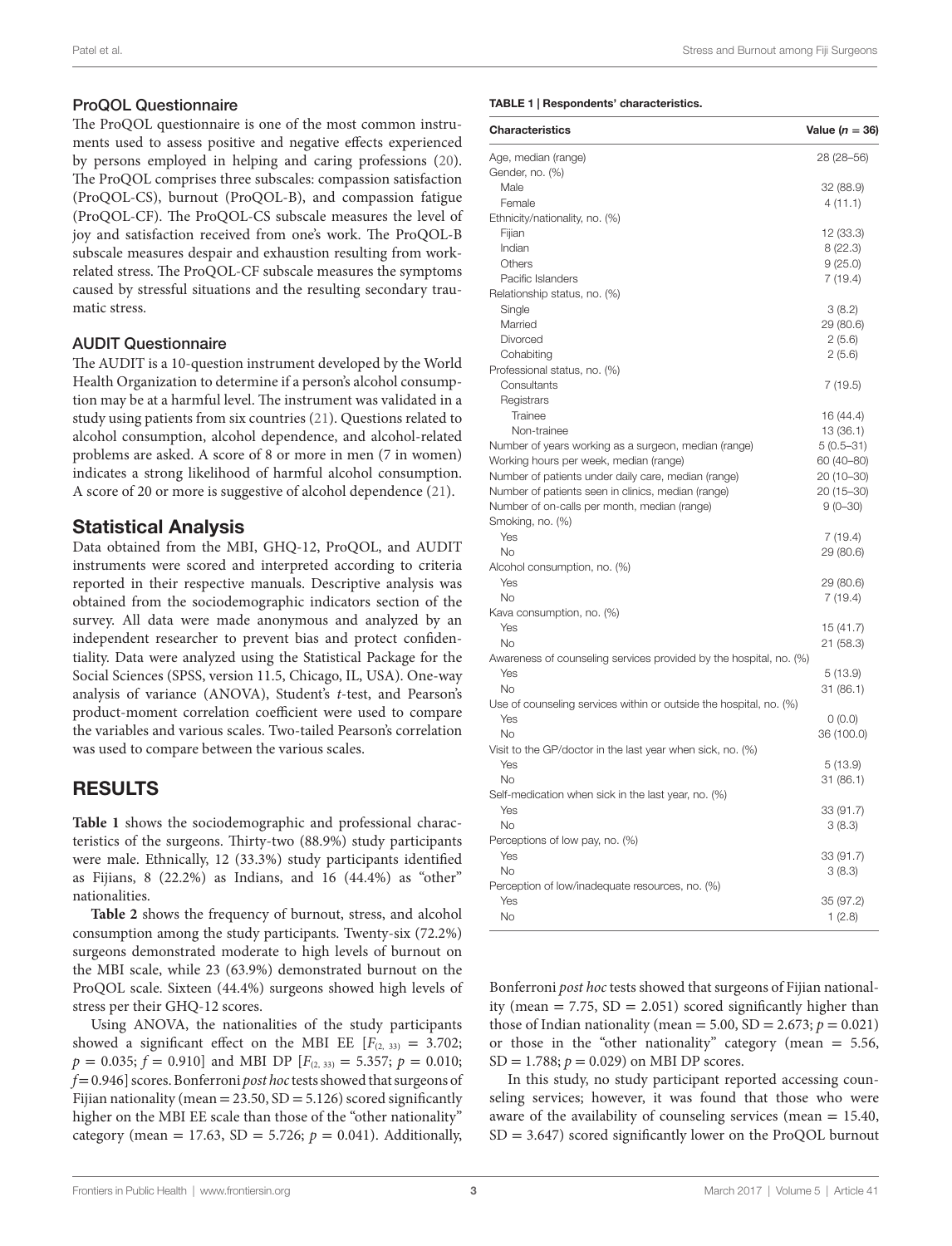### ProQOL Questionnaire

The ProQOL questionnaire is one of the most common instruments used to assess positive and negative effects experienced by persons employed in helping and caring professions (20). The ProQOL comprises three subscales: compassion satisfaction (ProQOL-CS), burnout (ProQOL-B), and compassion fatigue (ProQOL-CF). The ProQOL-CS subscale measures the level of joy and satisfaction received from one's work. The ProQOL-B subscale measures despair and exhaustion resulting from work-related stress. The ProQOL-CF subscale measures the symptoms caused by stressful situations and the resulting secondary traumatic stress.

### AUDIT Questionnaire

The AUDIT is a 10-question instrument developed by the World Health Organization to determine if a person's alcohol consumption may be at a harmful level. The instrument was validated in a study using patients from six countries (21). Questions related to alcohol consumption, alcohol dependence, and alcohol-related problems are asked. A score of 8 or more in men (7 in women) indicates a strong likelihood of harmful alcohol consumption. A score of 20 or more is suggestive of alcohol dependence (21).

## Statistical Analysis

Data obtained from the MBI, GHQ-12, ProQOL, and AUDIT instruments were scored and interpreted according to criteria reported in their respective manuals. Descriptive analysis was obtained from the sociodemographic indicators section of the survey. All data were made anonymous and analyzed by an independent researcher to prevent bias and protect confidentiality. Data were analyzed using the Statistical Package for the Social Sciences (SPSS, version 11.5, Chicago, IL, USA). One-way analysis of variance (ANOVA), Student's *t*-test, and Pearson's product-moment correlation coefficient were used to compare the variables and various scales. Two-tailed Pearson's correlation was used to compare between the various scales.

# RESULTS

**Table 1** shows the sociodemographic and professional characteristics of the surgeons. Thirty-two (88.9%) study participants were male. Ethnically, 12 (33.3%) study participants identified as Fijians, 8 (22.2%) as Indians, and 16 (44.4%) as "other" nationalities.

**Table 2** shows the frequency of burnout, stress, and alcohol consumption among the study participants. Twenty-six (72.2%) surgeons demonstrated moderate to high levels of burnout on the MBI scale, while 23 (63.9%) demonstrated burnout on the ProQOL scale. Sixteen (44.4%) surgeons showed high levels of stress per their GHQ-12 scores.

Using ANOVA, the nationalities of the study participants showed a significant effect on the MBI EE [$F_{(2, 33)} = 3.702$; $p = 0.035$; $f = 0.910$] and MBI DP [$F_{(2, 33)} = 5.357$; $p = 0.010$; $f = 0.946$] scores. Bonferroni *post hoc* tests showed that surgeons of Fijian nationality (mean = 23.50, SD = 5.126) scored significantly higher on the MBI EE scale than those of the "other nationality" category (mean = 17.63, SD = 5.726; $p = 0.041$). Additionally, Bonferroni *post hoc* tests showed that surgeons of Fijian nationality (mean = 7.75, SD = 2.051) scored significantly higher than those of Indian nationality (mean = 5.00, SD = 2.673; $p = 0.021$) or those in the "other nationality" category (mean = 5.56, SD = 1.788; $p = 0.029$) on MBI DP scores.

In this study, no study participant reported accessing counseling services; however, it was found that those who were aware of the availability of counseling services (mean = 15.40, SD = 3.647) scored significantly lower on the ProQOL burnout

**TABLE 1 | Respondents' characteristics.**

| Characteristics | Value ($n = 36$) |
|---|---|
| Age, median (range) | 28 (28–56) |
| Gender, no. (%) | |
| Male | 32 (88.9) |
| Female | 4 (11.1) |
| Ethnicity/nationality, no. (%) | |
| Fijian | 12 (33.3) |
| Indian | 8 (22.3) |
| Others | 9 (25.0) |
| Pacific Islanders | 7 (19.4) |
| Relationship status, no. (%) | |
| Single | 3 (8.2) |
| Married | 29 (80.6) |
| Divorced | 2 (5.6) |
| Cohabiting | 2 (5.6) |
| Professional status, no. (%) | |
| Consultants | 7 (19.5) |
| Registrars | |
| Trainee | 16 (44.4) |
| Non-trainee | 13 (36.1) |
| Number of years working as a surgeon, median (range) | 5 (0.5–31) |
| Working hours per week, median (range) | 60 (40–80) |
| Number of patients under daily care, median (range) | 20 (10–30) |
| Number of patients seen in clinics, median (range) | 20 (15–30) |
| Number of on-calls per month, median (range) | 9 (0–30) |
| Smoking, no. (%) | |
| Yes | 7 (19.4) |
| No | 29 (80.6) |
| Alcohol consumption, no. (%) | |
| Yes | 29 (80.6) |
| No | 7 (19.4) |
| Kava consumption, no. (%) | |
| Yes | 15 (41.7) |
| No | 21 (58.3) |
| Awareness of counseling services provided by the hospital, no. (%) | |
| Yes | 5 (13.9) |
| No | 31 (86.1) |
| Use of counseling services within or outside the hospital, no. (%) | |
| Yes | 0 (0.0) |
| No | 36 (100.0) |
| Visit to the GP/doctor in the last year when sick, no. (%) | |
| Yes | 5 (13.9) |
| No | 31 (86.1) |
| Self-medication when sick in the last year, no. (%) | |
| Yes | 33 (91.7) |
| No | 3 (8.3) |
| Perceptions of low pay, no. (%) | |
| Yes | 33 (91.7) |
| No | 3 (8.3) |
| Perception of low/inadequate resources, no. (%) | |
| Yes | 35 (97.2) |
| No | 1 (2.8) |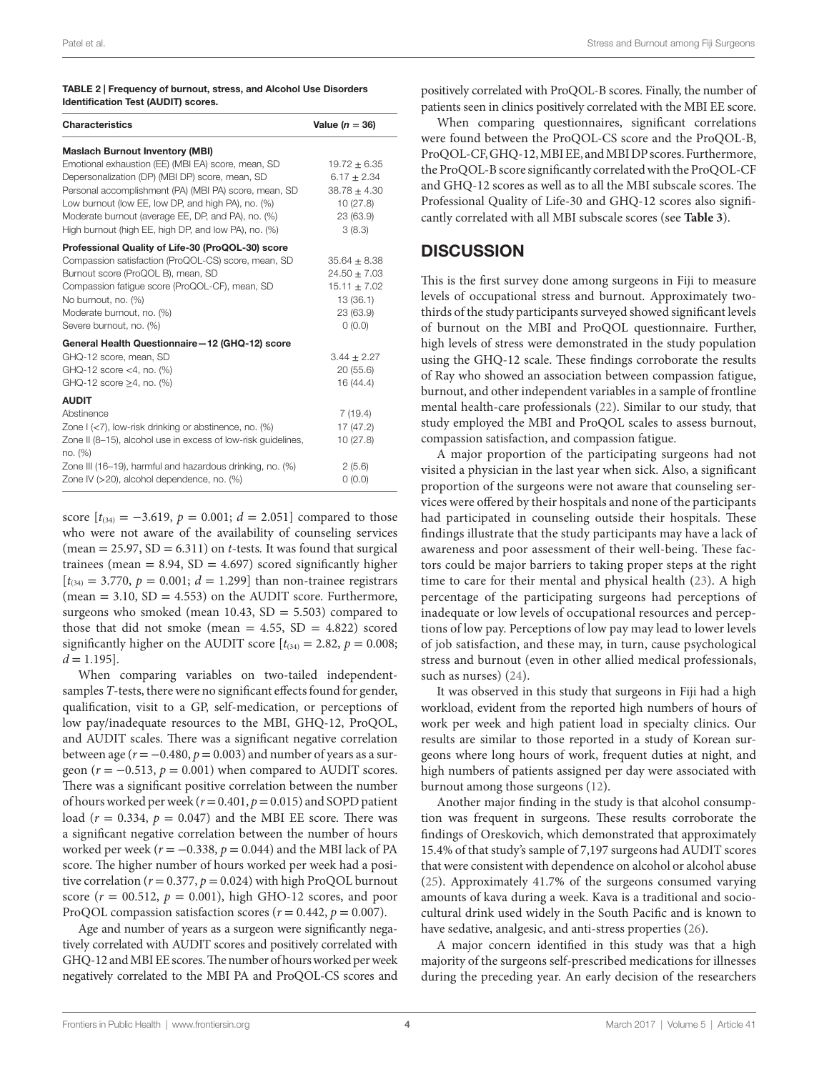**TABLE 2 | Frequency of burnout, stress, and Alcohol Use Disorders Identification Test (AUDIT) scores.**

| Characteristics | Value ($n$ = 36) |
|---|---|
| **Maslach Burnout Inventory (MBI)** | |
| Emotional exhaustion (EE) (MBI EA) score, mean, SD | 19.72 ± 6.35 |
| Depersonalization (DP) (MBI DP) score, mean, SD | 6.17 ± 2.34 |
| Personal accomplishment (PA) (MBI PA) score, mean, SD | 38.78 ± 4.30 |
| Low burnout (low EE, low DP, and high PA), no. (%) | 10 (27.8) |
| Moderate burnout (average EE, DP, and PA), no. (%) | 23 (63.9) |
| High burnout (high EE, high DP, and low PA), no. (%) | 3 (8.3) |
| **Professional Quality of Life-30 (ProQOL-30) score** | |
| Compassion satisfaction (ProQOL-CS) score, mean, SD | 35.64 ± 8.38 |
| Burnout score (ProQOL B), mean, SD | 24.50 ± 7.03 |
| Compassion fatigue score (ProQOL-CF), mean, SD | 15.11 ± 7.02 |
| No burnout, no. (%) | 13 (36.1) |
| Moderate burnout, no. (%) | 23 (63.9) |
| Severe burnout, no. (%) | 0 (0.0) |
| **General Health Questionnaire—12 (GHQ-12) score** | |
| GHQ-12 score, mean, SD | 3.44 ± 2.27 |
| GHQ-12 score <4, no. (%) | 20 (55.6) |
| GHQ-12 score ≥4, no. (%) | 16 (44.4) |
| **AUDIT** | |
| Abstinence | 7 (19.4) |
| Zone I (<7), low-risk drinking or abstinence, no. (%) | 17 (47.2) |
| Zone II (8–15), alcohol use in excess of low-risk guidelines, no. (%) | 10 (27.8) |
| Zone III (16–19), harmful and hazardous drinking, no. (%) | 2 (5.6) |
| Zone IV (>20), alcohol dependence, no. (%) | 0 (0.0) |

score [$t_{(34)} = -3.619$, $p = 0.001$; $d = 2.051$] compared to those who were not aware of the availability of counseling services (mean = 25.97, SD = 6.311) on *t*-tests. It was found that surgical trainees (mean = 8.94, SD = 4.697) scored significantly higher [$t_{(34)} = 3.770$, $p = 0.001$; $d = 1.299$] than non-trainee registrars (mean = 3.10, SD = 4.553) on the AUDIT score. Furthermore, surgeons who smoked (mean 10.43, SD = 5.503) compared to those that did not smoke (mean = 4.55, SD = 4.822) scored significantly higher on the AUDIT score [$t_{(34)} = 2.82$, $p = 0.008$; $d = 1.195$].

When comparing variables on two-tailed independent-samples *T*-tests, there were no significant effects found for gender, qualification, visit to a GP, self-medication, or perceptions of low pay/inadequate resources to the MBI, GHQ-12, ProQOL, and AUDIT scales. There was a significant negative correlation between age ($r = -0.480$, $p = 0.003$) and number of years as a surgeon ($r = -0.513$, $p = 0.001$) when compared to AUDIT scores. There was a significant positive correlation between the number of hours worked per week ($r = 0.401$, $p = 0.015$) and SOPD patient load ($r = 0.334$, $p = 0.047$) and the MBI EE score. There was a significant negative correlation between the number of hours worked per week ($r = -0.338$, $p = 0.044$) and the MBI lack of PA score. The higher number of hours worked per week had a positive correlation ($r = 0.377$, $p = 0.024$) with high ProQOL burnout score ($r = 00.512$, $p = 0.001$), high GHO-12 scores, and poor ProQOL compassion satisfaction scores ($r = 0.442$, $p = 0.007$).

Age and number of years as a surgeon were significantly negatively correlated with AUDIT scores and positively correlated with GHQ-12 and MBI EE scores. The number of hours worked per week negatively correlated to the MBI PA and ProQOL-CS scores and positively correlated with ProQOL-B scores. Finally, the number of patients seen in clinics positively correlated with the MBI EE score.

When comparing questionnaires, significant correlations were found between the ProQOL-CS score and the ProQOL-B, ProQOL-CF, GHQ-12, MBI EE, and MBI DP scores. Furthermore, the ProQOL-B score significantly correlated with the ProQOL-CF and GHQ-12 scores as well as to all the MBI subscale scores. The Professional Quality of Life-30 and GHQ-12 scores also significantly correlated with all MBI subscale scores (see **Table 3**).

## DISCUSSION

This is the first survey done among surgeons in Fiji to measure levels of occupational stress and burnout. Approximately two-thirds of the study participants surveyed showed significant levels of burnout on the MBI and ProQOL questionnaire. Further, high levels of stress were demonstrated in the study population using the GHQ-12 scale. These findings corroborate the results of Ray who showed an association between compassion fatigue, burnout, and other independent variables in a sample of frontline mental health-care professionals (22). Similar to our study, that study employed the MBI and ProQOL scales to assess burnout, compassion satisfaction, and compassion fatigue.

A major proportion of the participating surgeons had not visited a physician in the last year when sick. Also, a significant proportion of the surgeons were not aware that counseling services were offered by their hospitals and none of the participants had participated in counseling outside their hospitals. These findings illustrate that the study participants may have a lack of awareness and poor assessment of their well-being. These factors could be major barriers to taking proper steps at the right time to care for their mental and physical health (23). A high percentage of the participating surgeons had perceptions of inadequate or low levels of occupational resources and perceptions of low pay. Perceptions of low pay may lead to lower levels of job satisfaction, and these may, in turn, cause psychological stress and burnout (even in other allied medical professionals, such as nurses) (24).

It was observed in this study that surgeons in Fiji had a high workload, evident from the reported high numbers of hours of work per week and high patient load in specialty clinics. Our results are similar to those reported in a study of Korean surgeons where long hours of work, frequent duties at night, and high numbers of patients assigned per day were associated with burnout among those surgeons (12).

Another major finding in the study is that alcohol consumption was frequent in surgeons. These results corroborate the findings of Oreskovich, which demonstrated that approximately 15.4% of that study's sample of 7,197 surgeons had AUDIT scores that were consistent with dependence on alcohol or alcohol abuse (25). Approximately 41.7% of the surgeons consumed varying amounts of kava during a week. Kava is a traditional and sociocultural drink used widely in the South Pacific and is known to have sedative, analgesic, and anti-stress properties (26).

A major concern identified in this study was that a high majority of the surgeons self-prescribed medications for illnesses during the preceding year. An early decision of the researchers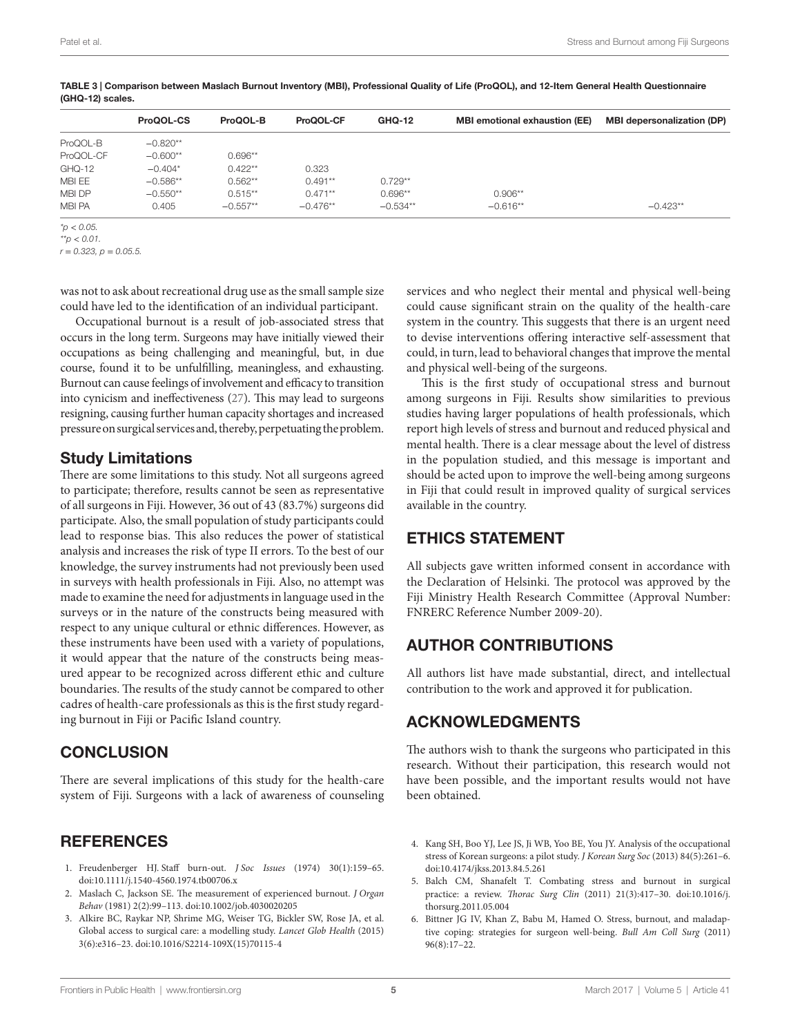**TABLE 3 | Comparison between Maslach Burnout Inventory (MBI), Professional Quality of Life (ProQOL), and 12-Item General Health Questionnaire (GHQ-12) scales.**

| | ProQOL-CS | ProQOL-B | ProQOL-CF | GHQ-12 | MBI emotional exhaustion (EE) | MBI depersonalization (DP) |
|---|---|---|---|---|---|---|
| ProQOL-B | −0.820** | | | | | |
| ProQOL-CF | −0.600** | 0.696** | | | | |
| GHQ-12 | −0.404* | 0.422** | 0.323 | | | |
| MBI EE | −0.586** | 0.562** | 0.491** | 0.729** | | |
| MBI DP | −0.550** | 0.515** | 0.471** | 0.696** | 0.906** | |
| MBI PA | 0.405 | −0.557** | −0.476** | −0.534** | −0.616** | −0.423** |

*$p < 0.05$.

**$p < 0.01$.

$r = 0.323$, $p = 0.05.5$.

was not to ask about recreational drug use as the small sample size could have led to the identification of an individual participant.

Occupational burnout is a result of job-associated stress that occurs in the long term. Surgeons may have initially viewed their occupations as being challenging and meaningful, but, in due course, found it to be unfulfilling, meaningless, and exhausting. Burnout can cause feelings of involvement and efficacy to transition into cynicism and ineffectiveness (27). This may lead to surgeons resigning, causing further human capacity shortages and increased pressure on surgical services and, thereby, perpetuating the problem.

## Study Limitations

There are some limitations to this study. Not all surgeons agreed to participate; therefore, results cannot be seen as representative of all surgeons in Fiji. However, 36 out of 43 (83.7%) surgeons did participate. Also, the small population of study participants could lead to response bias. This also reduces the power of statistical analysis and increases the risk of type II errors. To the best of our knowledge, the survey instruments had not previously been used in surveys with health professionals in Fiji. Also, no attempt was made to examine the need for adjustments in language used in the surveys or in the nature of the constructs being measured with respect to any unique cultural or ethnic differences. However, as these instruments have been used with a variety of populations, it would appear that the nature of the constructs being measured appear to be recognized across different ethic and culture boundaries. The results of the study cannot be compared to other cadres of health-care professionals as this is the first study regarding burnout in Fiji or Pacific Island country.

## CONCLUSION

There are several implications of this study for the health-care system of Fiji. Surgeons with a lack of awareness of counseling services and who neglect their mental and physical well-being could cause significant strain on the quality of the health-care system in the country. This suggests that there is an urgent need to devise interventions offering interactive self-assessment that could, in turn, lead to behavioral changes that improve the mental and physical well-being of the surgeons.

This is the first study of occupational stress and burnout among surgeons in Fiji. Results show similarities to previous studies having larger populations of health professionals, which report high levels of stress and burnout and reduced physical and mental health. There is a clear message about the level of distress in the population studied, and this message is important and should be acted upon to improve the well-being among surgeons in Fiji that could result in improved quality of surgical services available in the country.

## ETHICS STATEMENT

All subjects gave written informed consent in accordance with the Declaration of Helsinki. The protocol was approved by the Fiji Ministry Health Research Committee (Approval Number: FNRERC Reference Number 2009-20).

## AUTHOR CONTRIBUTIONS

All authors list have made substantial, direct, and intellectual contribution to the work and approved it for publication.

## ACKNOWLEDGMENTS

The authors wish to thank the surgeons who participated in this research. Without their participation, this research would not have been possible, and the important results would not have been obtained.

## REFERENCES

1. Freudenberger HJ. Staff burn-out. *J Soc Issues* (1974) 30(1):159–65. doi:10.1111/j.1540-4560.1974.tb00706.x
2. Maslach C, Jackson SE. The measurement of experienced burnout. *J Organ Behav* (1981) 2(2):99–113. doi:10.1002/job.4030020205
3. Alkire BC, Raykar NP, Shrime MG, Weiser TG, Bickler SW, Rose JA, et al. Global access to surgical care: a modelling study. *Lancet Glob Health* (2015) 3(6):e316–23. doi:10.1016/S2214-109X(15)70115-4
4. Kang SH, Boo YJ, Lee JS, Ji WB, Yoo BE, You JY. Analysis of the occupational stress of Korean surgeons: a pilot study. *J Korean Surg Soc* (2013) 84(5):261–6. doi:10.4174/jkss.2013.84.5.261
5. Balch CM, Shanafelt T. Combating stress and burnout in surgical practice: a review. *Thorac Surg Clin* (2011) 21(3):417–30. doi:10.1016/j.thorsurg.2011.05.004
6. Bittner JG IV, Khan Z, Babu M, Hamed O. Stress, burnout, and maladaptive coping: strategies for surgeon well-being. *Bull Am Coll Surg* (2011) 96(8):17–22.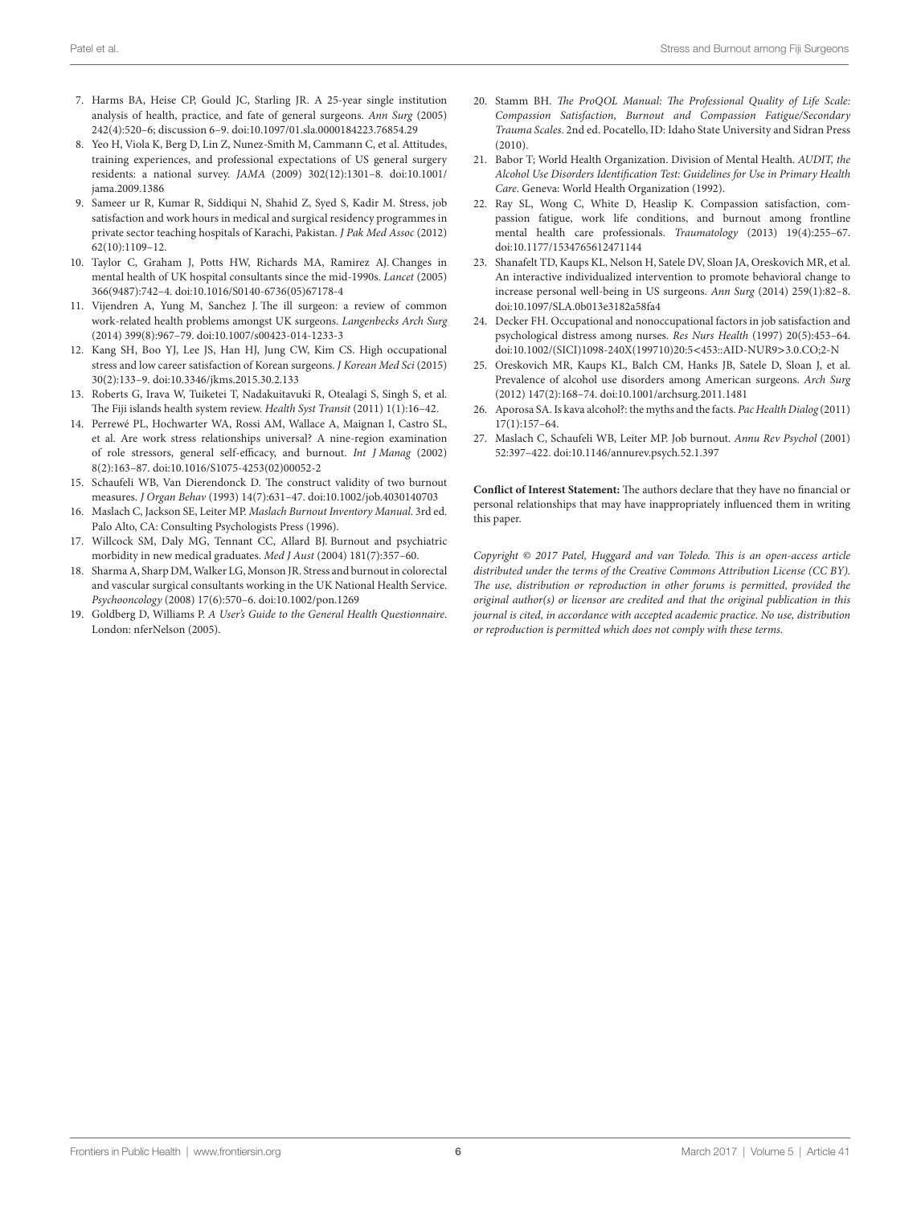7. Harms BA, Heise CP, Gould JC, Starling JR. A 25-year single institution analysis of health, practice, and fate of general surgeons. *Ann Surg* (2005) 242(4):520–6; discussion 6–9. doi:10.1097/01.sla.0000184223.76854.29
8. Yeo H, Viola K, Berg D, Lin Z, Nunez-Smith M, Cammann C, et al. Attitudes, training experiences, and professional expectations of US general surgery residents: a national survey. *JAMA* (2009) 302(12):1301–8. doi:10.1001/jama.2009.1386
9. Sameer ur R, Kumar R, Siddiqui N, Shahid Z, Syed S, Kadir M. Stress, job satisfaction and work hours in medical and surgical residency programmes in private sector teaching hospitals of Karachi, Pakistan. *J Pak Med Assoc* (2012) 62(10):1109–12.
10. Taylor C, Graham J, Potts HW, Richards MA, Ramirez AJ. Changes in mental health of UK hospital consultants since the mid-1990s. *Lancet* (2005) 366(9487):742–4. doi:10.1016/S0140-6736(05)67178-4
11. Vijendren A, Yung M, Sanchez J. The ill surgeon: a review of common work-related health problems amongst UK surgeons. *Langenbecks Arch Surg* (2014) 399(8):967–79. doi:10.1007/s00423-014-1233-3
12. Kang SH, Boo YJ, Lee JS, Han HJ, Jung CW, Kim CS. High occupational stress and low career satisfaction of Korean surgeons. *J Korean Med Sci* (2015) 30(2):133–9. doi:10.3346/jkms.2015.30.2.133
13. Roberts G, Irava W, Tuiketei T, Nadakuitavuki R, Otealagi S, Singh S, et al. The Fiji islands health system review. *Health Syst Transit* (2011) 1(1):16–42.
14. Perrewé PL, Hochwarter WA, Rossi AM, Wallace A, Maignan I, Castro SL, et al. Are work stress relationships universal? A nine-region examination of role stressors, general self-efficacy, and burnout. *Int J Manag* (2002) 8(2):163–87. doi:10.1016/S1075-4253(02)00052-2
15. Schaufeli WB, Van Dierendonck D. The construct validity of two burnout measures. *J Organ Behav* (1993) 14(7):631–47. doi:10.1002/job.4030140703
16. Maslach C, Jackson SE, Leiter MP. *Maslach Burnout Inventory Manual*. 3rd ed. Palo Alto, CA: Consulting Psychologists Press (1996).
17. Willcock SM, Daly MG, Tennant CC, Allard BJ. Burnout and psychiatric morbidity in new medical graduates. *Med J Aust* (2004) 181(7):357–60.
18. Sharma A, Sharp DM, Walker LG, Monson JR. Stress and burnout in colorectal and vascular surgical consultants working in the UK National Health Service. *Psychooncology* (2008) 17(6):570–6. doi:10.1002/pon.1269
19. Goldberg D, Williams P. *A User's Guide to the General Health Questionnaire*. London: nferNelson (2005).
20. Stamm BH. *The ProQOL Manual: The Professional Quality of Life Scale: Compassion Satisfaction, Burnout and Compassion Fatigue/Secondary Trauma Scales*. 2nd ed. Pocatello, ID: Idaho State University and Sidran Press (2010).
21. Babor T; World Health Organization. Division of Mental Health. *AUDIT, the Alcohol Use Disorders Identification Test: Guidelines for Use in Primary Health Care*. Geneva: World Health Organization (1992).
22. Ray SL, Wong C, White D, Heaslip K. Compassion satisfaction, compassion fatigue, work life conditions, and burnout among frontline mental health care professionals. *Traumatology* (2013) 19(4):255–67. doi:10.1177/1534765612471144
23. Shanafelt TD, Kaups KL, Nelson H, Satele DV, Sloan JA, Oreskovich MR, et al. An interactive individualized intervention to promote behavioral change to increase personal well-being in US surgeons. *Ann Surg* (2014) 259(1):82–8. doi:10.1097/SLA.0b013e3182a58fa4
24. Decker FH. Occupational and nonoccupational factors in job satisfaction and psychological distress among nurses. *Res Nurs Health* (1997) 20(5):453–64. doi:10.1002/(SICI)1098-240X(199710)20:5<453::AID-NUR9>3.0.CO;2-N
25. Oreskovich MR, Kaups KL, Balch CM, Hanks JB, Satele D, Sloan J, et al. Prevalence of alcohol use disorders among American surgeons. *Arch Surg* (2012) 147(2):168–74. doi:10.1001/archsurg.2011.1481
26. Aporosa SA. Is kava alcohol?: the myths and the facts. *Pac Health Dialog* (2011) 17(1):157–64.
27. Maslach C, Schaufeli WB, Leiter MP. Job burnout. *Annu Rev Psychol* (2001) 52:397–422. doi:10.1146/annurev.psych.52.1.397

**Conflict of Interest Statement:** The authors declare that they have no financial or personal relationships that may have inappropriately influenced them in writing this paper.

*Copyright © 2017 Patel, Huggard and van Toledo. This is an open-access article distributed under the terms of the Creative Commons Attribution License (CC BY). The use, distribution or reproduction in other forums is permitted, provided the original author(s) or licensor are credited and that the original publication in this journal is cited, in accordance with accepted academic practice. No use, distribution or reproduction is permitted which does not comply with these terms.*